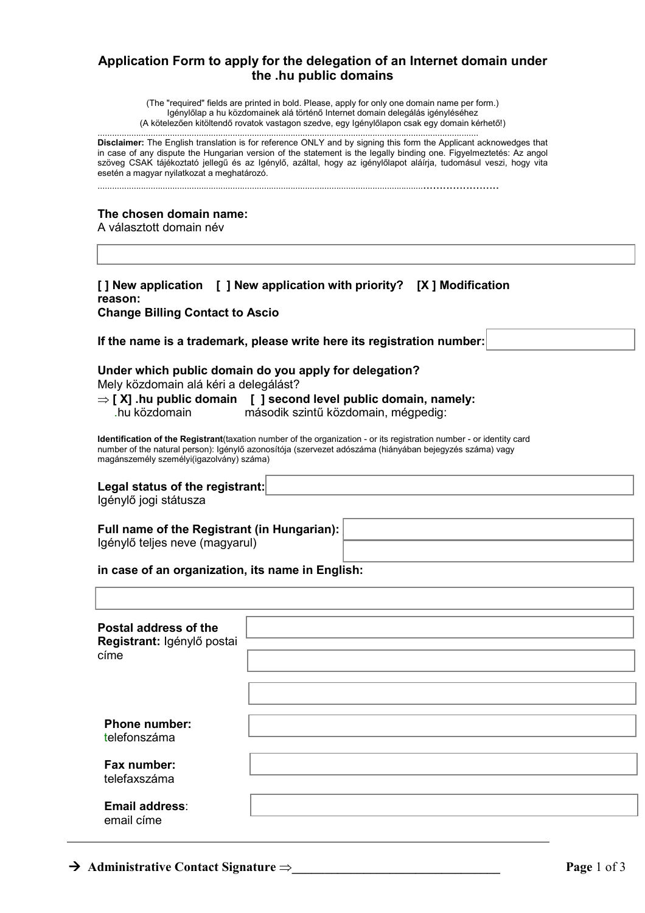## Application Form to apply for the delegation of an Internet domain under the .hu public domains

(The "required" fields are printed in bold. Please, apply for only one domain name per form.)
Igénylőlap a hu közdomainek alá történő Internet domain delegálás igényléséhez
(A kötelezően kitöltendő rovatok vastagon szedve, egy Igénylőlapon csak egy domain kérhető!)

..............................................................................................................................................................

**Disclaimer:** The English translation is for reference ONLY and by signing this form the Applicant acknowedges that in case of any dispute the Hungarian version of the statement is the legally binding one. Figyelmeztetés: Az angol szöveg CSAK tájékoztató jellegű és az Igénylő, azáltal, hogy az igénylőlapot aláírja, tudomásul veszi, hogy vita esetén a magyar nyilatkozat a meghatározó.

..............................................................................................................................................................

**The chosen domain name:**
A választott domain név

**[ ] New application [ ] New application with priority? [X ] Modification reason:**
**Change Billing Contact to Ascio**

**If the name is a trademark, please write here its registration number:**

**Under which public domain do you apply for delegation?**
Mely közdomain alá kéri a delegálást?

⇒ **[ X] .hu public domain [ ] second level public domain, namely:**
.hu közdomain második szintű közdomain, mégpedig:

**Identification of the Registrant**(taxation number of the organization - or its registration number - or identity card number of the natural person): Igénylő azonosítója (szervezet adószáma (hiányában bejegyzés száma) vagy magánszemély személyi(igazolvány) száma)

**Legal status of the registrant:**
Igénylő jogi státusza

**Full name of the Registrant (in Hungarian):**
Igénylő teljes neve (magyarul)

**in case of an organization, its name in English:**

**Postal address of the Registrant:** Igénylő postai címe

**Phone number:**
telefonszáma

**Fax number:**
telefaxszáma

**Email address**:
email címe

→ **Administrative Contact Signature** ⇒________________________________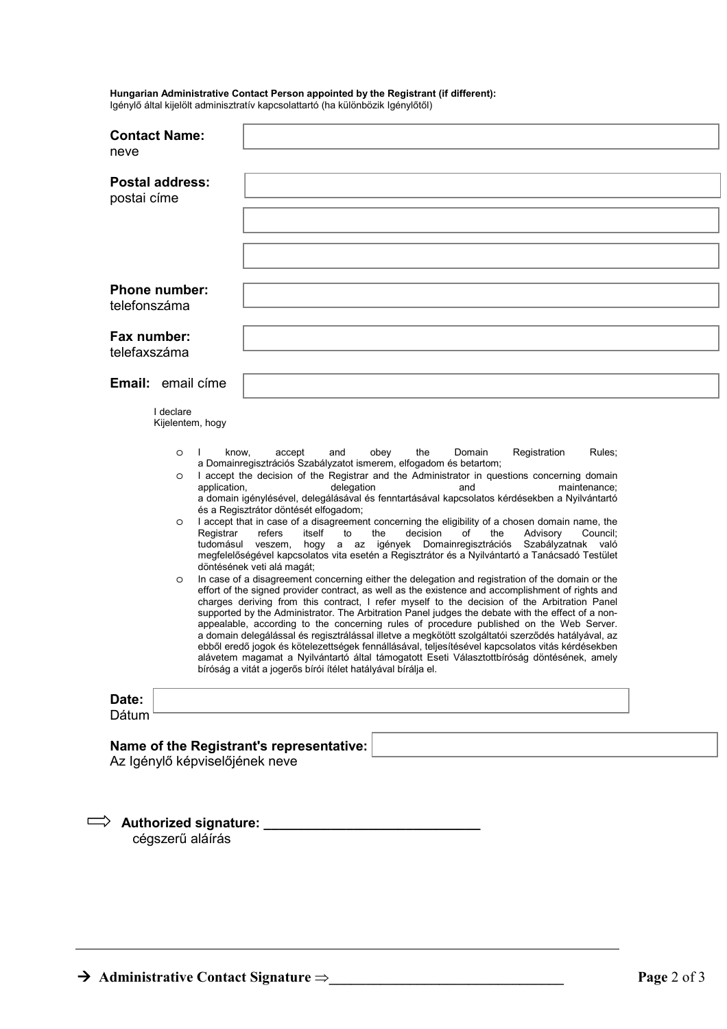**Hungarian Administrative Contact Person appointed by the Registrant (if different):**
Igénylő által kijelölt adminisztratív kapcsolattartó (ha különbözik Igénylőtől)

**Contact Name:**
neve

**Postal address:**
postai címe

**Phone number:**
telefonszáma

**Fax number:**
telefaxszáma

**Email:** email címe

I declare
Kijelentem, hogy

- I know, accept and obey the Domain Registration Rules;
  a Domainregisztrációs Szabályzatot ismerem, elfogadom és betartom;
- I accept the decision of the Registrar and the Administrator in questions concerning domain application, delegation and maintenance;
  a domain igénylésével, delegálásával és fenntartásával kapcsolatos kérdésekben a Nyilvántartó és a Regisztrátor döntését elfogadom;
- I accept that in case of a disagreement concerning the eligibility of a chosen domain name, the Registrar refers itself to the decision of the Advisory Council;
  tudomásul veszem, hogy a az igények Domainregisztrációs Szabályzatnak való megfelelőségével kapcsolatos vita esetén a Regisztrátor és a Nyilvántartó a Tanácsadó Testület döntésének veti alá magát;
- In case of a disagreement concerning either the delegation and registration of the domain or the effort of the signed provider contract, as well as the existence and accomplishment of rights and charges deriving from this contract, I refer myself to the decision of the Arbitration Panel supported by the Administrator. The Arbitration Panel judges the debate with the effect of a non-appealable, according to the concerning rules of procedure published on the Web Server.
  a domain delegálással és regisztrálással illetve a megkötött szolgáltatói szerződés hatályával, az ebből eredő jogok és kötelezettségek fennállásával, teljesítésével kapcsolatos vitás kérdésekben alávetem magamat a Nyilvántartó által támogatott Eseti Választottbíróság döntésének, amely bíróság a vitát a jogerős bírói ítélet hatályával bírálja el.

**Date:**
Dátum

**Name of the Registrant's representative:**
Az Igénylő képviselőjének neve

⇨ **Authorized signature:** ____________________________
cégszerű aláírás

→ **Administrative Contact Signature** ⇒________________________________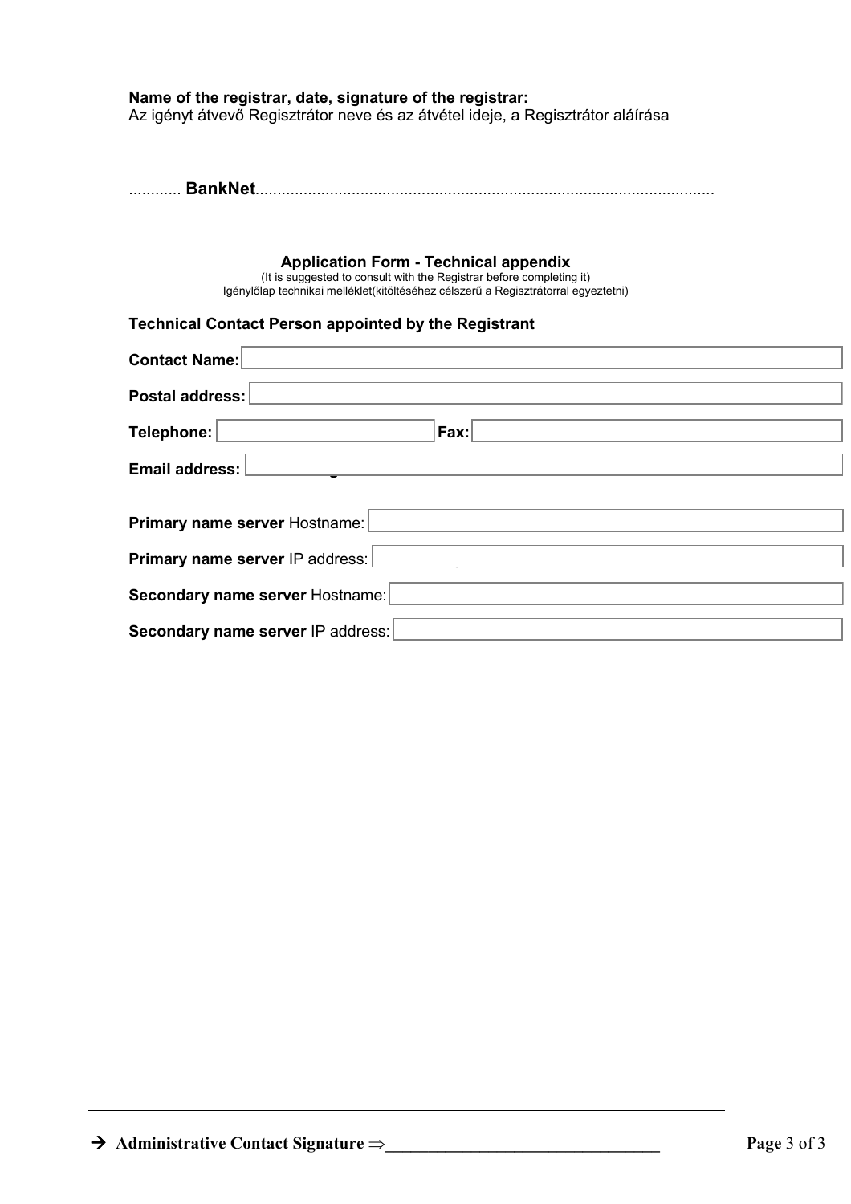**Name of the registrar, date, signature of the registrar:**
Az igényt átvevő Regisztrátor neve és az átvétel ideje, a Regisztrátor aláírása

............ **BankNet**.......................................................................................................

### Application Form - Technical appendix

(It is suggested to consult with the Registrar before completing it)
Igénylőlap technikai melléklet(kitöltéséhez célszerű a Regisztrátorral egyeztetni)

**Technical Contact Person appointed by the Registrant**

**Contact Name:**

**Postal address:**

**Telephone:** **Fax:**

**Email address:**

**Primary name server** Hostname:

**Primary name server** IP address:

**Secondary name server** Hostname:

**Secondary name server** IP address:

→ **Administrative Contact Signature** ⇒_______________________________